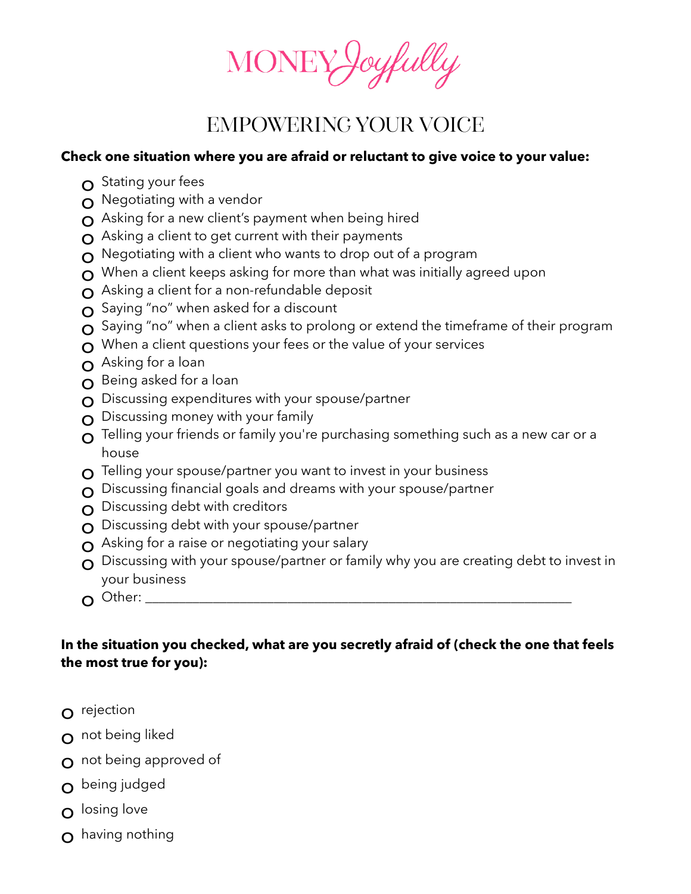# MONEY Joyfully

## EMPOWERING YOUR VOICE

**Check one situation where you are afraid or reluctant to give voice to your value:**

- Stating your fees
- Negotiating with a vendor
- Asking for a new client's payment when being hired
- Asking a client to get current with their payments
- Negotiating with a client who wants to drop out of a program
- When a client keeps asking for more than what was initially agreed upon
- Asking a client for a non-refundable deposit
- Saying "no" when asked for a discount
- Saying "no" when a client asks to prolong or extend the timeframe of their program
- When a client questions your fees or the value of your services
- Asking for a loan
- Being asked for a loan
- Discussing expenditures with your spouse/partner
- Discussing money with your family
- Telling your friends or family you're purchasing something such as a new car or a house
- Telling your spouse/partner you want to invest in your business
- Discussing financial goals and dreams with your spouse/partner
- Discussing debt with creditors
- Discussing debt with your spouse/partner
- Asking for a raise or negotiating your salary
- Discussing with your spouse/partner or family why you are creating debt to invest in your business
- Other: ____________________________________________________________

**In the situation you checked, what are you secretly afraid of (check the one that feels the most true for you):**

- rejection
- not being liked
- not being approved of
- being judged
- losing love
- having nothing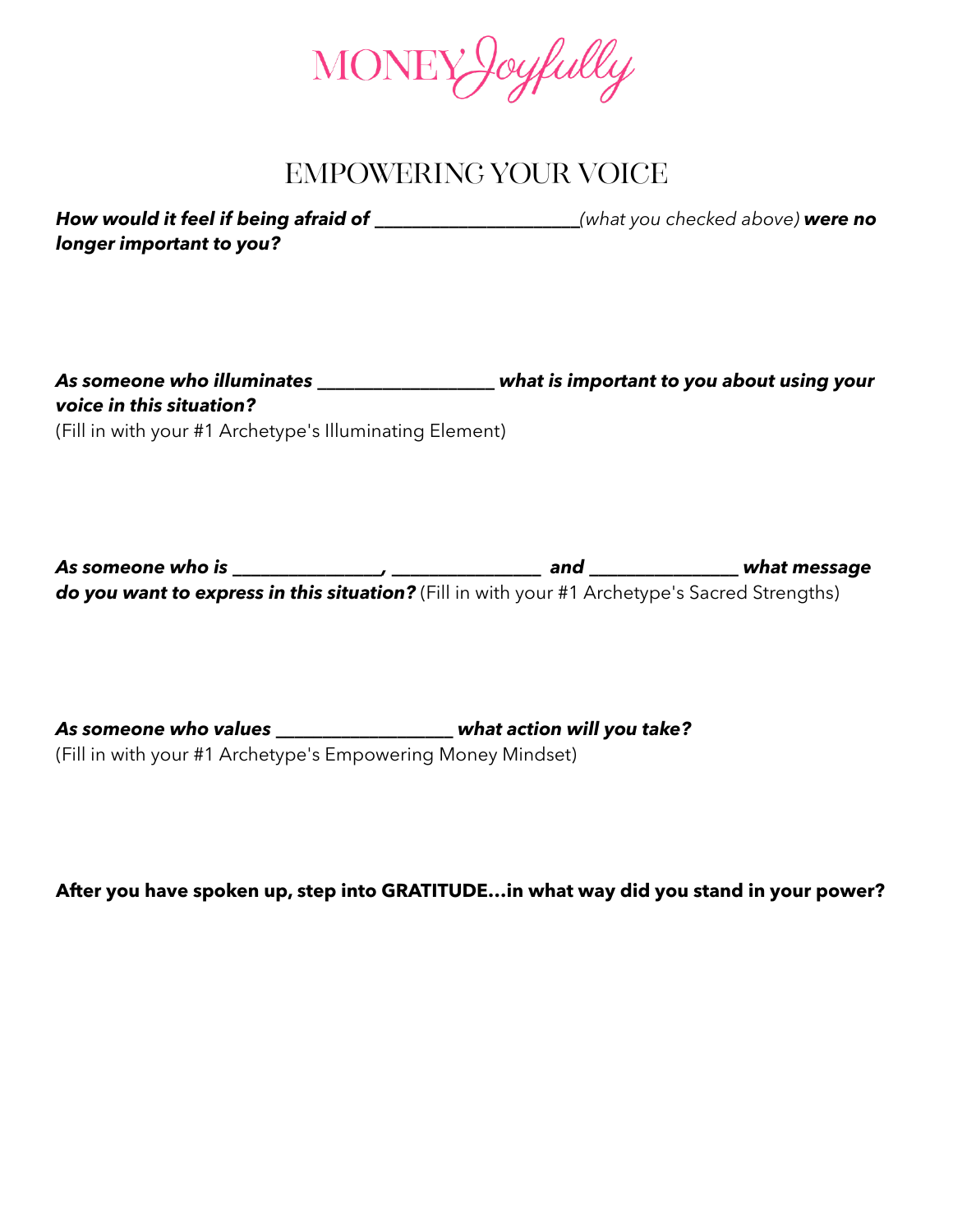MONEY Joyfully

# EMPOWERING YOUR VOICE

***How would it feel if being afraid of ______________________*** *(what you checked above)* ***were no longer important to you?***

***As someone who illuminates ___________________ what is important to you about using your voice in this situation?***
(Fill in with your #1 Archetype's Illuminating Element)

***As someone who is ________________, ________________ and ________________ what message do you want to express in this situation?*** (Fill in with your #1 Archetype's Sacred Strengths)

***As someone who values ___________________ what action will you take?***
(Fill in with your #1 Archetype's Empowering Money Mindset)

**After you have spoken up, step into GRATITUDE…in what way did you stand in your power?**